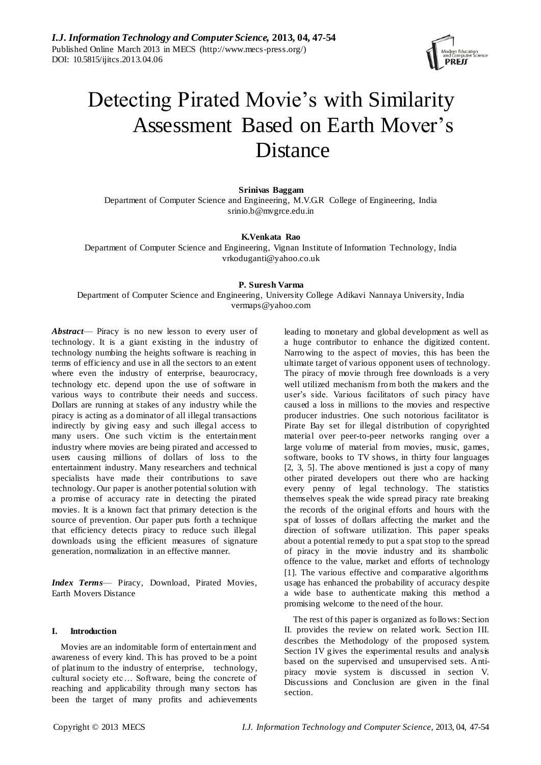# Detecting Pirated Movie's with Similarity Assessment Based on Earth Mover's Distance

**Srinivas Baggam**
Department of Computer Science and Engineering, M.V.G.R College of Engineering, India
srinio.b@mvgrce.edu.in

**K.Venkata Rao**
Department of Computer Science and Engineering, Vignan Institute of Information Technology, India
vrkoduganti@yahoo.co.uk

**P. Suresh Varma**
Department of Computer Science and Engineering, University College Adikavi Nannaya University, India
vermaps@yahoo.com

***Abstract***— Piracy is no new lesson to every user of technology. It is a giant existing in the industry of technology numbing the heights software is reaching in terms of efficiency and use in all the sectors to an extent where even the industry of enterprise, beaurocracy, technology etc. depend upon the use of software in various ways to contribute their needs and success. Dollars are running at stakes of any industry while the piracy is acting as a dominator of all illegal transactions indirectly by giving easy and such illegal access to many users. One such victim is the entertainment industry where movies are being pirated and accessed to users causing millions of dollars of loss to the entertainment industry. Many researchers and technical specialists have made their contributions to save technology. Our paper is another potential solution with a promise of accuracy rate in detecting the pirated movies. It is a known fact that primary detection is the source of prevention. Our paper puts forth a technique that efficiency detects piracy to reduce such illegal downloads using the efficient measures of signature generation, normalization in an effective manner.

***Index Terms***— Piracy, Download, Pirated Movies, Earth Movers Distance

## I. Introduction

Movies are an indomitable form of entertainment and awareness of every kind. This has proved to be a point of platinum to the industry of enterprise, technology, cultural society etc… Software, being the concrete of reaching and applicability through many sectors has been the target of many profits and achievements leading to monetary and global development as well as a huge contributor to enhance the digitized content. Narrowing to the aspect of movies, this has been the ultimate target of various opponent users of technology. The piracy of movie through free downloads is a very well utilized mechanism from both the makers and the user's side. Various facilitators of such piracy have caused a loss in millions to the movies and respective producer industries. One such notorious facilitator is Pirate Bay set for illegal distribution of copyrighted material over peer-to-peer networks ranging over a large volume of material from movies, music, games, software, books to TV shows, in thirty four languages [2, 3, 5]. The above mentioned is just a copy of many other pirated developers out there who are hacking every penny of legal technology. The statistics themselves speak the wide spread piracy rate breaking the records of the original efforts and hours with the spat of losses of dollars affecting the market and the direction of software utilization. This paper speaks about a potential remedy to put a spat stop to the spread of piracy in the movie industry and its shambolic offence to the value, market and efforts of technology [1]. The various effective and comparative algorithms usage has enhanced the probability of accuracy despite a wide base to authenticate making this method a promising welcome to the need of the hour.

The rest of this paper is organized as follows: Section II. provides the review on related work. Section III. describes the Methodology of the proposed system. Section IV gives the experimental results and analysis based on the supervised and unsupervised sets. Anti-piracy movie system is discussed in section V. Discussions and Conclusion are given in the final section.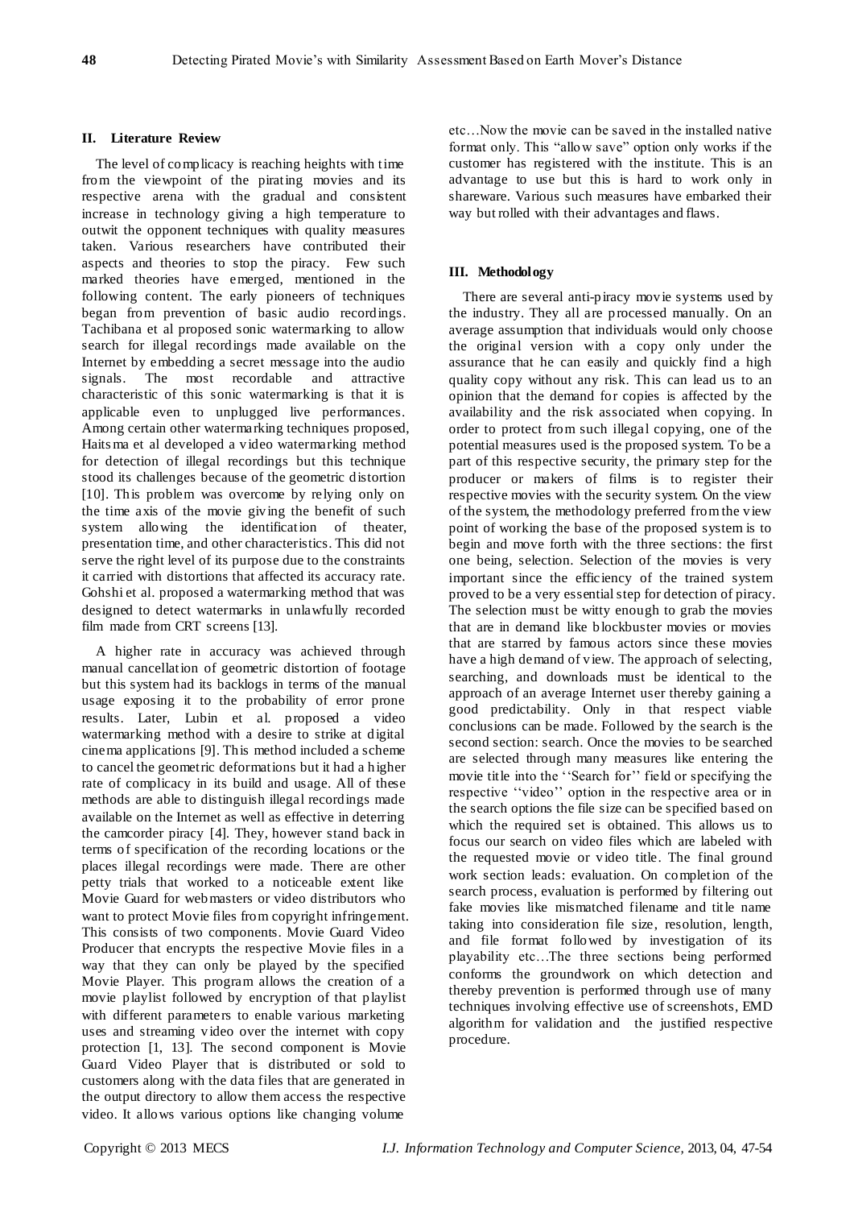## II. Literature Review

The level of complicacy is reaching heights with time from the viewpoint of the pirating movies and its respective arena with the gradual and consistent increase in technology giving a high temperature to outwit the opponent techniques with quality measures taken. Various researchers have contributed their aspects and theories to stop the piracy. Few such marked theories have emerged, mentioned in the following content. The early pioneers of techniques began from prevention of basic audio recordings. Tachibana et al proposed sonic watermarking to allow search for illegal recordings made available on the Internet by embedding a secret message into the audio signals. The most recordable and attractive characteristic of this sonic watermarking is that it is applicable even to unplugged live performances. Among certain other watermarking techniques proposed, Haitsma et al developed a video watermarking method for detection of illegal recordings but this technique stood its challenges because of the geometric distortion [10]. This problem was overcome by relying only on the time axis of the movie giving the benefit of such system allowing the identification of theater, presentation time, and other characteristics. This did not serve the right level of its purpose due to the constraints it carried with distortions that affected its accuracy rate. Gohshi et al. proposed a watermarking method that was designed to detect watermarks in unlawfully recorded film made from CRT screens [13].

A higher rate in accuracy was achieved through manual cancellation of geometric distortion of footage but this system had its backlogs in terms of the manual usage exposing it to the probability of error prone results. Later, Lubin et al. proposed a video watermarking method with a desire to strike at digital cinema applications [9]. This method included a scheme to cancel the geometric deformations but it had a higher rate of complicacy in its build and usage. All of these methods are able to distinguish illegal recordings made available on the Internet as well as effective in deterring the camcorder piracy [4]. They, however stand back in terms of specification of the recording locations or the places illegal recordings were made. There are other petty trials that worked to a noticeable extent like Movie Guard for webmasters or video distributors who want to protect Movie files from copyright infringement. This consists of two components. Movie Guard Video Producer that encrypts the respective Movie files in a way that they can only be played by the specified Movie Player. This program allows the creation of a movie playlist followed by encryption of that playlist with different parameters to enable various marketing uses and streaming video over the internet with copy protection [1, 13]. The second component is Movie Guard Video Player that is distributed or sold to customers along with the data files that are generated in the output directory to allow them access the respective video. It allows various options like changing volume etc…Now the movie can be saved in the installed native format only. This "allow save" option only works if the customer has registered with the institute. This is an advantage to use but this is hard to work only in shareware. Various such measures have embarked their way but rolled with their advantages and flaws.

## III. Methodology

There are several anti-piracy movie systems used by the industry. They all are processed manually. On an average assumption that individuals would only choose the original version with a copy only under the assurance that he can easily and quickly find a high quality copy without any risk. This can lead us to an opinion that the demand for copies is affected by the availability and the risk associated when copying. In order to protect from such illegal copying, one of the potential measures used is the proposed system. To be a part of this respective security, the primary step for the producer or makers of films is to register their respective movies with the security system. On the view of the system, the methodology preferred from the view point of working the base of the proposed system is to begin and move forth with the three sections: the first one being, selection. Selection of the movies is very important since the efficiency of the trained system proved to be a very essential step for detection of piracy. The selection must be witty enough to grab the movies that are in demand like blockbuster movies or movies that are starred by famous actors since these movies have a high demand of view. The approach of selecting, searching, and downloads must be identical to the approach of an average Internet user thereby gaining a good predictability. Only in that respect viable conclusions can be made. Followed by the search is the second section: search. Once the movies to be searched are selected through many measures like entering the movie title into the ''Search for'' field or specifying the respective ''video'' option in the respective area or in the search options the file size can be specified based on which the required set is obtained. This allows us to focus our search on video files which are labeled with the requested movie or video title. The final ground work section leads: evaluation. On completion of the search process, evaluation is performed by filtering out fake movies like mismatched filename and title name taking into consideration file size, resolution, length, and file format followed by investigation of its playability etc…The three sections being performed conforms the groundwork on which detection and thereby prevention is performed through use of many techniques involving effective use of screenshots, EMD algorithm for validation and the justified respective procedure.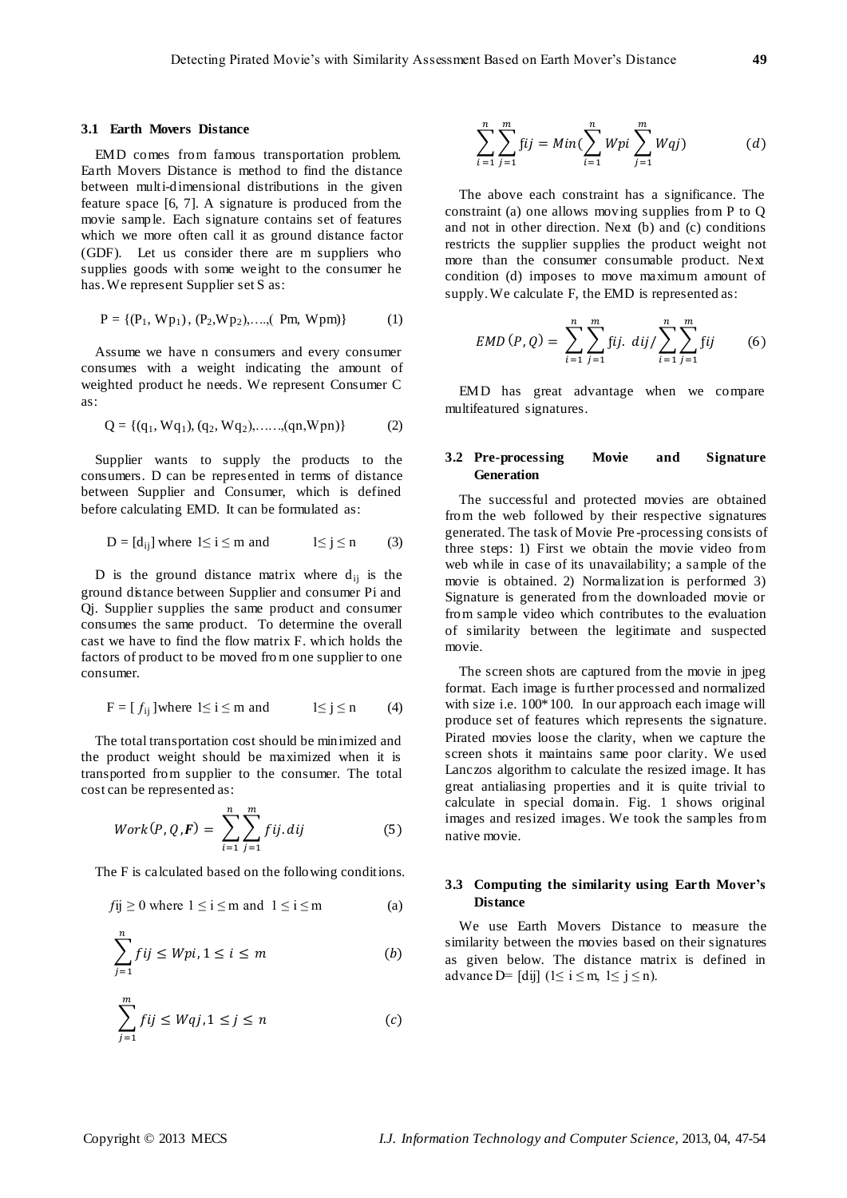### 3.1 Earth Movers Distance

EMD comes from famous transportation problem. Earth Movers Distance is method to find the distance between multi-dimensional distributions in the given feature space [6, 7]. A signature is produced from the movie sample. Each signature contains set of features which we more often call it as ground distance factor (GDF). Let us consider there are m suppliers who supplies goods with some weight to the consumer he has. We represent Supplier set S as:

$$P = \{(P_1, Wp_1), (P_2, Wp_2), \ldots, (Pm, Wpm)\} \qquad (1)$$

Assume we have n consumers and every consumer consumes with a weight indicating the amount of weighted product he needs. We represent Consumer C as:

$$Q = \{(q_1, Wq_1), (q_2, Wq_2), \ldots, (qn, Wpn)\} \qquad (2)$$

Supplier wants to supply the products to the consumers. D can be represented in terms of distance between Supplier and Consumer, which is defined before calculating EMD. It can be formulated as:

$$D = [d_{ij}] \text{ where } 1 \leq i \leq m \text{ and } \quad 1 \leq j \leq n \qquad (3)$$

D is the ground distance matrix where $d_{ij}$ is the ground distance between Supplier and consumer Pi and Qj. Supplier supplies the same product and consumer consumes the same product. To determine the overall cast we have to find the flow matrix F. which holds the factors of product to be moved from one supplier to one consumer.

$$F = [f_{ij}] \text{where } 1 \leq i \leq m \text{ and } \quad 1 \leq j \leq n \qquad (4)$$

The total transportation cost should be minimized and the product weight should be maximized when it is transported from supplier to the consumer. The total cost can be represented as:

$$Work(P, Q, \boldsymbol{F}) = \sum_{i=1}^{n} \sum_{j=1}^{m} fij.dij \qquad (5)$$

The F is calculated based on the following conditions.

$$fij \geq 0 \text{ where } 1 \leq i \leq m \text{ and } 1 \leq i \leq m \qquad (a)$$

$$\sum_{j=1}^{n} fij \leq Wpi, 1 \leq i \leq m \qquad (b)$$

$$\sum_{j=1}^{m} fij \leq Wqj, 1 \leq j \leq n \qquad (c)$$

$$\sum_{i=1}^{n} \sum_{j=1}^{m} fij = Min(\sum_{i=1}^{n} Wpi \sum_{j=1}^{m} Wqj) \qquad (d)$$

The above each constraint has a significance. The constraint (a) one allows moving supplies from P to Q and not in other direction. Next (b) and (c) conditions restricts the supplier supplies the product weight not more than the consumer consumable product. Next condition (d) imposes to move maximum amount of supply. We calculate F, the EMD is represented as:

$$EMD(P, Q) = \sum_{i=1}^{n} \sum_{j=1}^{m} fij.\ dij / \sum_{i=1}^{n} \sum_{j=1}^{m} fij \qquad (6)$$

EMD has great advantage when we compare multifeatured signatures.

### 3.2 Pre-processing Movie and Signature Generation

The successful and protected movies are obtained from the web followed by their respective signatures generated. The task of Movie Pre-processing consists of three steps: 1) First we obtain the movie video from web while in case of its unavailability; a sample of the movie is obtained. 2) Normalization is performed 3) Signature is generated from the downloaded movie or from sample video which contributes to the evaluation of similarity between the legitimate and suspected movie.

The screen shots are captured from the movie in jpeg format. Each image is further processed and normalized with size i.e. 100*100. In our approach each image will produce set of features which represents the signature. Pirated movies loose the clarity, when we capture the screen shots it maintains same poor clarity. We used Lanczos algorithm to calculate the resized image. It has great antialiasing properties and it is quite trivial to calculate in special domain. Fig. 1 shows original images and resized images. We took the samples from native movie.

### 3.3 Computing the similarity using Earth Mover's Distance

We use Earth Movers Distance to measure the similarity between the movies based on their signatures as given below. The distance matrix is defined in advance D= [dij] ($1 \leq i \leq m$, $1 \leq j \leq n$).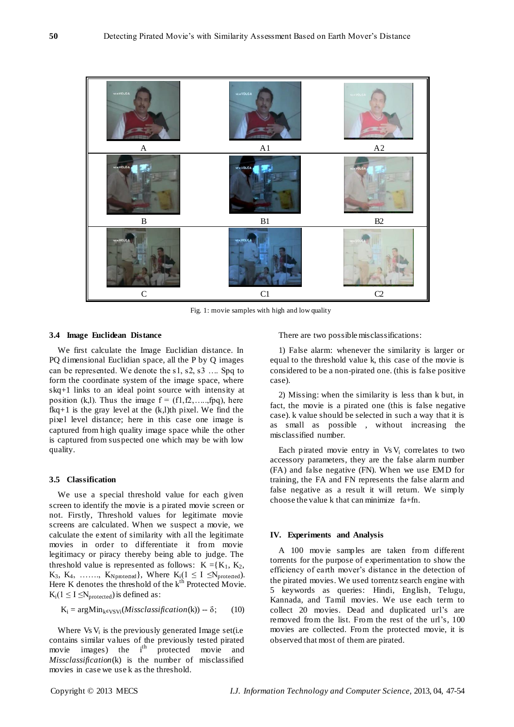| A | A1 | A2 |
|---|---|---|
| B | B1 | B2 |
| C | C1 | C2 |

Fig. 1: movie samples with high and low quality

### 3.4 Image Euclidean Distance

We first calculate the Image Euclidian distance. In PQ dimensional Euclidian space, all the P by Q images can be represented. We denote the s1, s2, s3 …. Spq to form the coordinate system of the image space, where skq+1 links to an ideal point source with intensity at position (k,l). Thus the image f = (f1,f2,…..,fpq), here fkq+1 is the gray level at the (k,l)th pixel. We find the pixel level distance; here in this case one image is captured from high quality image space while the other is captured from suspected one which may be with low quality.

### 3.5 Classification

We use a special threshold value for each given screen to identify the movie is a pirated movie screen or not. Firstly, Threshold values for legitimate movie screens are calculated. When we suspect a movie, we calculate the extent of similarity with all the legitimate movies in order to differentiate it from movie legitimacy or piracy thereby being able to judge. The threshold value is represented as follows: $K = \{K_1, K_2, K_3, K_4, \ldots\ldots, K_{N_{protected}}\}$, Where $K_i (1 \leq I \leq N_{protected})$. Here K denotes the threshold of the $k^{th}$ Protected Movie. $K_i (1 \leq I \leq N_{protected})$ is defined as:

$$K_i = \text{argMin}_{k \in VsV_i}(\textit{Missclassification}(k)) -- \delta; \quad (10)$$

Where $Vs\,V_i$ is the previously generated Image set(i.e contains similar values of the previously tested pirated movie images) the $i^{th}$ protected movie and *Missclassification*(k) is the number of misclassified movies in case we use k as the threshold.

There are two possible misclassifications:

1) False alarm: whenever the similarity is larger or equal to the threshold value k, this case of the movie is considered to be a non-pirated one. (this is false positive case).

2) Missing: when the similarity is less than k but, in fact, the movie is a pirated one (this is false negative case). k value should be selected in such a way that it is as small as possible , without increasing the misclassified number.

Each pirated movie entry in $Vs\,V_i$ correlates to two accessory parameters, they are the false alarm number (FA) and false negative (FN). When we use EMD for training, the FA and FN represents the false alarm and false negative as a result it will return. We simply choose the value k that can minimize fa+fn.

## IV. Experiments and Analysis

A 100 movie samples are taken from different torrents for the purpose of experimentation to show the efficiency of earth mover's distance in the detection of the pirated movies. We used torrentz search engine with 5 keywords as queries: Hindi, English, Telugu, Kannada, and Tamil movies. We use each term to collect 20 movies. Dead and duplicated url's are removed from the list. From the rest of the url's, 100 movies are collected. From the protected movie, it is observed that most of them are pirated.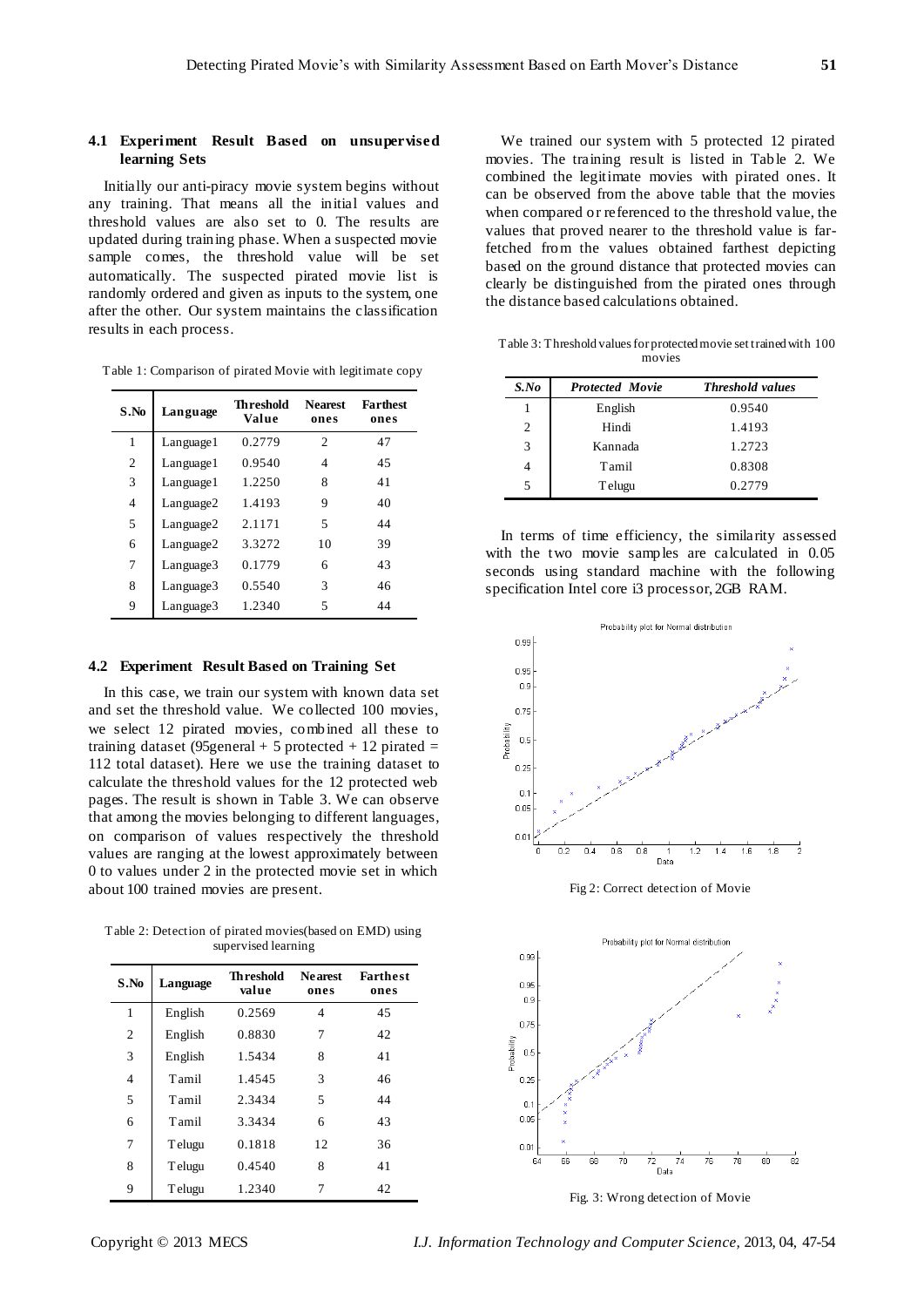### 4.1 Experiment Result Based on unsupervised learning Sets

Initially our anti-piracy movie system begins without any training. That means all the initial values and threshold values are also set to 0. The results are updated during training phase. When a suspected movie sample comes, the threshold value will be set automatically. The suspected pirated movie list is randomly ordered and given as inputs to the system, one after the other. Our system maintains the classification results in each process.

Table 1: Comparison of pirated Movie with legitimate copy

| S.No | Language | Threshold Value | Nearest ones | Farthest ones |
|---|---|---|---|---|
| 1 | Language1 | 0.2779 | 2 | 47 |
| 2 | Language1 | 0.9540 | 4 | 45 |
| 3 | Language1 | 1.2250 | 8 | 41 |
| 4 | Language2 | 1.4193 | 9 | 40 |
| 5 | Language2 | 2.1171 | 5 | 44 |
| 6 | Language2 | 3.3272 | 10 | 39 |
| 7 | Language3 | 0.1779 | 6 | 43 |
| 8 | Language3 | 0.5540 | 3 | 46 |
| 9 | Language3 | 1.2340 | 5 | 44 |

### 4.2 Experiment Result Based on Training Set

In this case, we train our system with known data set and set the threshold value. We collected 100 movies, we select 12 pirated movies, combined all these to training dataset (95general + 5 protected + 12 pirated = 112 total dataset). Here we use the training dataset to calculate the threshold values for the 12 protected web pages. The result is shown in Table 3. We can observe that among the movies belonging to different languages, on comparison of values respectively the threshold values are ranging at the lowest approximately between 0 to values under 2 in the protected movie set in which about 100 trained movies are present.

Table 2: Detection of pirated movies(based on EMD) using supervised learning

| S.No | Language | Threshold value | Nearest ones | Farthest ones |
|---|---|---|---|---|
| 1 | English | 0.2569 | 4 | 45 |
| 2 | English | 0.8830 | 7 | 42 |
| 3 | English | 1.5434 | 8 | 41 |
| 4 | Tamil | 1.4545 | 3 | 46 |
| 5 | Tamil | 2.3434 | 5 | 44 |
| 6 | Tamil | 3.3434 | 6 | 43 |
| 7 | Telugu | 0.1818 | 12 | 36 |
| 8 | Telugu | 0.4540 | 8 | 41 |
| 9 | Telugu | 1.2340 | 7 | 42 |

We trained our system with 5 protected 12 pirated movies. The training result is listed in Table 2. We combined the legitimate movies with pirated ones. It can be observed from the above table that the movies when compared or referenced to the threshold value, the values that proved nearer to the threshold value is far-fetched from the values obtained farthest depicting based on the ground distance that protected movies can clearly be distinguished from the pirated ones through the distance based calculations obtained.

Table 3: Threshold values for protected movie set trained with 100 movies

| S.No | *Protected Movie* | *Threshold values* |
|---|---|---|
| 1 | English | 0.9540 |
| 2 | Hindi | 1.4193 |
| 3 | Kannada | 1.2723 |
| 4 | Tamil | 0.8308 |
| 5 | Telugu | 0.2779 |

In terms of time efficiency, the similarity assessed with the two movie samples are calculated in 0.05 seconds using standard machine with the following specification Intel core i3 processor, 2GB RAM.

Fig 2: Correct detection of Movie

Fig. 3: Wrong detection of Movie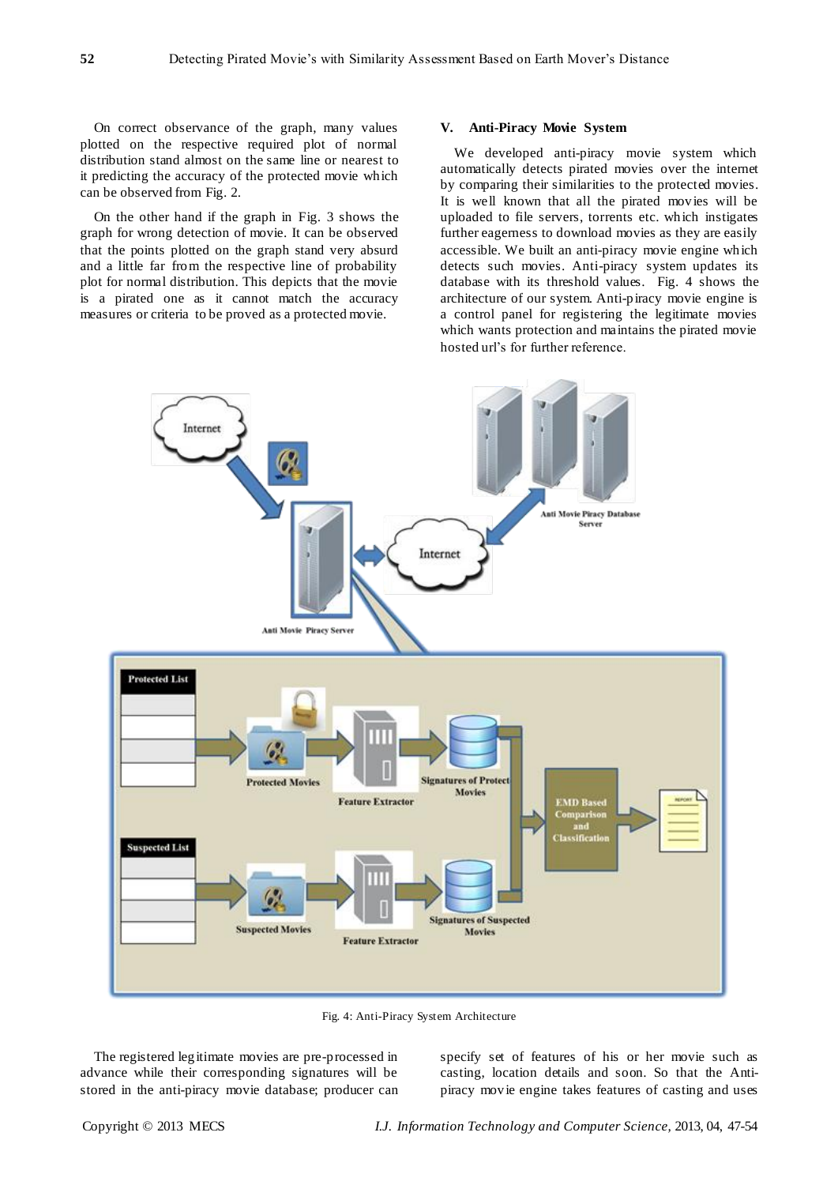On correct observance of the graph, many values plotted on the respective required plot of normal distribution stand almost on the same line or nearest to it predicting the accuracy of the protected movie which can be observed from Fig. 2.

On the other hand if the graph in Fig. 3 shows the graph for wrong detection of movie. It can be observed that the points plotted on the graph stand very absurd and a little far from the respective line of probability plot for normal distribution. This depicts that the movie is a pirated one as it cannot match the accuracy measures or criteria to be proved as a protected movie.

## V. Anti-Piracy Movie System

We developed anti-piracy movie system which automatically detects pirated movies over the internet by comparing their similarities to the protected movies. It is well known that all the pirated movies will be uploaded to file servers, torrents etc. which instigates further eagerness to download movies as they are easily accessible. We built an anti-piracy movie engine which detects such movies. Anti-piracy system updates its database with its threshold values. Fig. 4 shows the architecture of our system. Anti-piracy movie engine is a control panel for registering the legitimate movies which wants protection and maintains the pirated movie hosted url's for further reference.

Fig. 4: Anti-Piracy System Architecture

The registered legitimate movies are pre-processed in advance while their corresponding signatures will be stored in the anti-piracy movie database; producer can specify set of features of his or her movie such as casting, location details and soon. So that the Anti-piracy movie engine takes features of casting and uses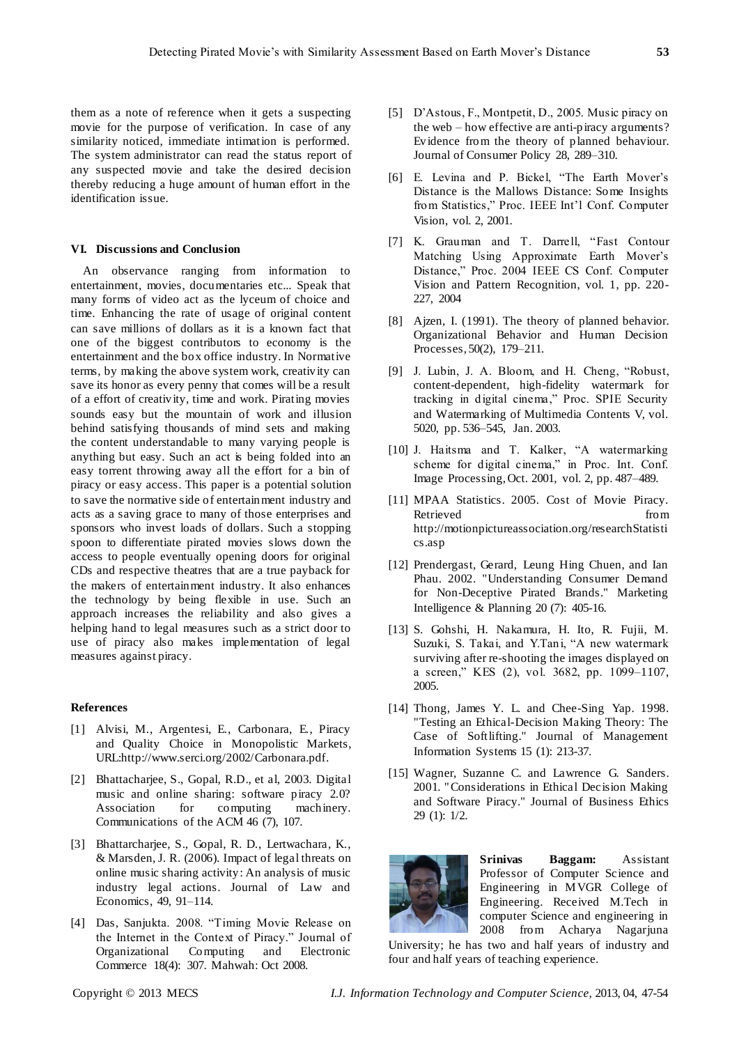them as a note of reference when it gets a suspecting movie for the purpose of verification. In case of any similarity noticed, immediate intimation is performed. The system administrator can read the status report of any suspected movie and take the desired decision thereby reducing a huge amount of human effort in the identification issue.

## VI. Discussions and Conclusion

An observance ranging from information to entertainment, movies, documentaries etc... Speak that many forms of video act as the lyceum of choice and time. Enhancing the rate of usage of original content can save millions of dollars as it is a known fact that one of the biggest contributors to economy is the entertainment and the box office industry. In Normative terms, by making the above system work, creativity can save its honor as every penny that comes will be a result of a effort of creativity, time and work. Pirating movies sounds easy but the mountain of work and illusion behind satisfying thousands of mind sets and making the content understandable to many varying people is anything but easy. Such an act is being folded into an easy torrent throwing away all the effort for a bin of piracy or easy access. This paper is a potential solution to save the normative side of entertainment industry and acts as a saving grace to many of those enterprises and sponsors who invest loads of dollars. Such a stopping spoon to differentiate pirated movies slows down the access to people eventually opening doors for original CDs and respective theatres that are a true payback for the makers of entertainment industry. It also enhances the technology by being flexible in use. Such an approach increases the reliability and also gives a helping hand to legal measures such as a strict door to use of piracy also makes implementation of legal measures against piracy.

## References

[1] Alvisi, M., Argentesi, E., Carbonara, E., Piracy and Quality Choice in Monopolistic Markets, URL:http://www.serci.org/2002/Carbonara.pdf.

[2] Bhattacharjee, S., Gopal, R.D., et al, 2003. Digital music and online sharing: software piracy 2.0? Association for computing machinery. Communications of the ACM 46 (7), 107.

[3] Bhattarcharjee, S., Gopal, R. D., Lertwachara, K., & Marsden, J. R. (2006). Impact of legal threats on online music sharing activity: An analysis of music industry legal actions. Journal of Law and Economics, 49, 91–114.

[4] Das, Sanjukta. 2008. "Timing Movie Release on the Internet in the Context of Piracy." Journal of Organizational Computing and Electronic Commerce 18(4): 307. Mahwah: Oct 2008.

[5] D'Astous, F., Montpetit, D., 2005. Music piracy on the web – how effective are anti-piracy arguments? Evidence from the theory of planned behaviour. Journal of Consumer Policy 28, 289–310.

[6] E. Levina and P. Bickel, "The Earth Mover's Distance is the Mallows Distance: Some Insights from Statistics," Proc. IEEE Int'l Conf. Computer Vision, vol. 2, 2001.

[7] K. Grauman and T. Darrell, "Fast Contour Matching Using Approximate Earth Mover's Distance," Proc. 2004 IEEE CS Conf. Computer Vision and Pattern Recognition, vol. 1, pp. 220-227, 2004

[8] Ajzen, I. (1991). The theory of planned behavior. Organizational Behavior and Human Decision Processes, 50(2), 179–211.

[9] J. Lubin, J. A. Bloom, and H. Cheng, "Robust, content-dependent, high-fidelity watermark for tracking in digital cinema," Proc. SPIE Security and Watermarking of Multimedia Contents V, vol. 5020, pp. 536–545, Jan. 2003.

[10] J. Haitsma and T. Kalker, "A watermarking scheme for digital cinema," in Proc. Int. Conf. Image Processing, Oct. 2001, vol. 2, pp. 487–489.

[11] MPAA Statistics. 2005. Cost of Movie Piracy. Retrieved from http://motionpictureassociation.org/researchStatistics.asp

[12] Prendergast, Gerard, Leung Hing Chuen, and Ian Phau. 2002. "Understanding Consumer Demand for Non-Deceptive Pirated Brands." Marketing Intelligence & Planning 20 (7): 405-16.

[13] S. Gohshi, H. Nakamura, H. Ito, R. Fujii, M. Suzuki, S. Takai, and Y.Tani, "A new watermark surviving after re-shooting the images displayed on a screen," KES (2), vol. 3682, pp. 1099–1107, 2005.

[14] Thong, James Y. L. and Chee-Sing Yap. 1998. "Testing an Ethical-Decision Making Theory: The Case of Softlifting." Journal of Management Information Systems 15 (1): 213-37.

[15] Wagner, Suzanne C. and Lawrence G. Sanders. 2001. "Considerations in Ethical Decision Making and Software Piracy." Journal of Business Ethics 29 (1): 1/2.

**Srinivas Baggam:** Assistant Professor of Computer Science and Engineering in MVGR College of Engineering. Received M.Tech in computer Science and engineering in 2008 from Acharya Nagarjuna University; he has two and half years of industry and four and half years of teaching experience.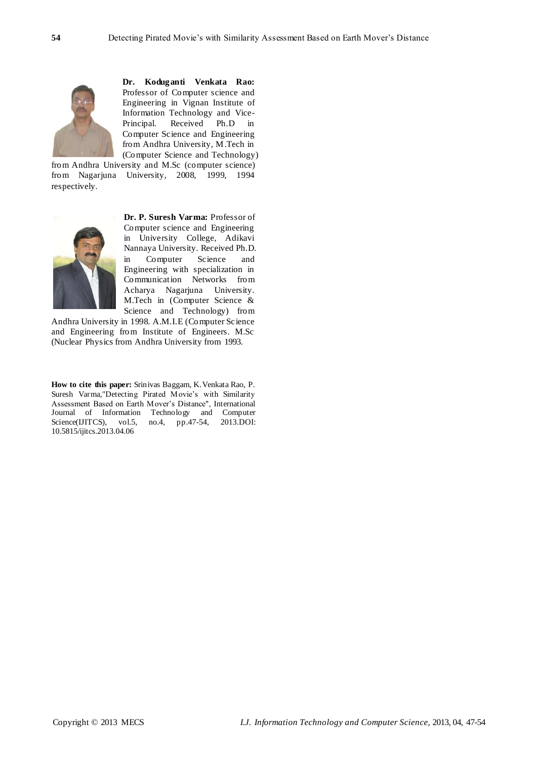**Dr. Koduganti Venkata Rao:** Professor of Computer science and Engineering in Vignan Institute of Information Technology and Vice-Principal. Received Ph.D in Computer Science and Engineering from Andhra University, M.Tech in (Computer Science and Technology) from Andhra University and M.Sc (computer science) from Nagarjuna University, 2008, 1999, 1994 respectively.

**Dr. P. Suresh Varma:** Professor of Computer science and Engineering in University College, Adikavi Nannaya University. Received Ph.D. in Computer Science and Engineering with specialization in Communication Networks from Acharya Nagarjuna University. M.Tech in (Computer Science & Science and Technology) from Andhra University in 1998. A.M.I.E (Computer Science and Engineering from Institute of Engineers. M.Sc (Nuclear Physics from Andhra University from 1993.

**How to cite this paper:** Srinivas Baggam, K.Venkata Rao, P. Suresh Varma,"Detecting Pirated Movie's with Similarity Assessment Based on Earth Mover's Distance", International Journal of Information Technology and Computer Science(IJITCS), vol.5, no.4, pp.47-54, 2013.DOI: 10.5815/ijitcs.2013.04.06